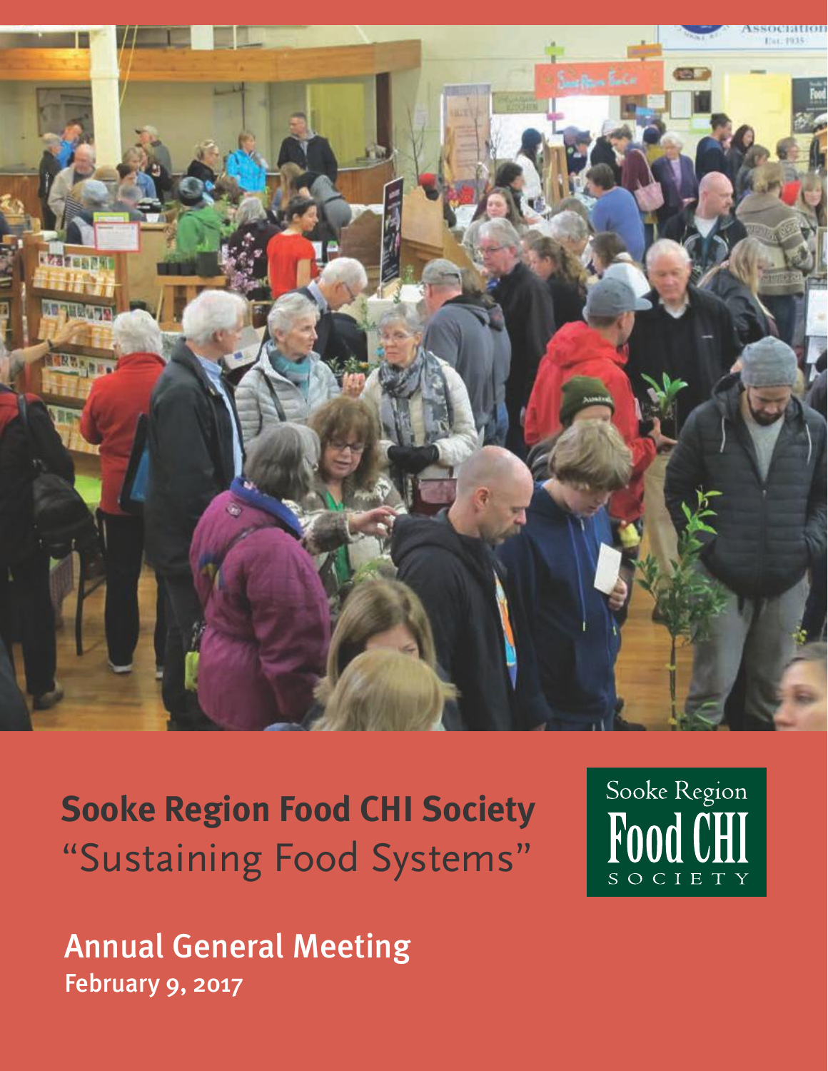# Sooke Region Food CHI Society

"Sustaining Food Systems"

Sooke Region Food CHI Society

## Annual General Meeting

February 9, 2017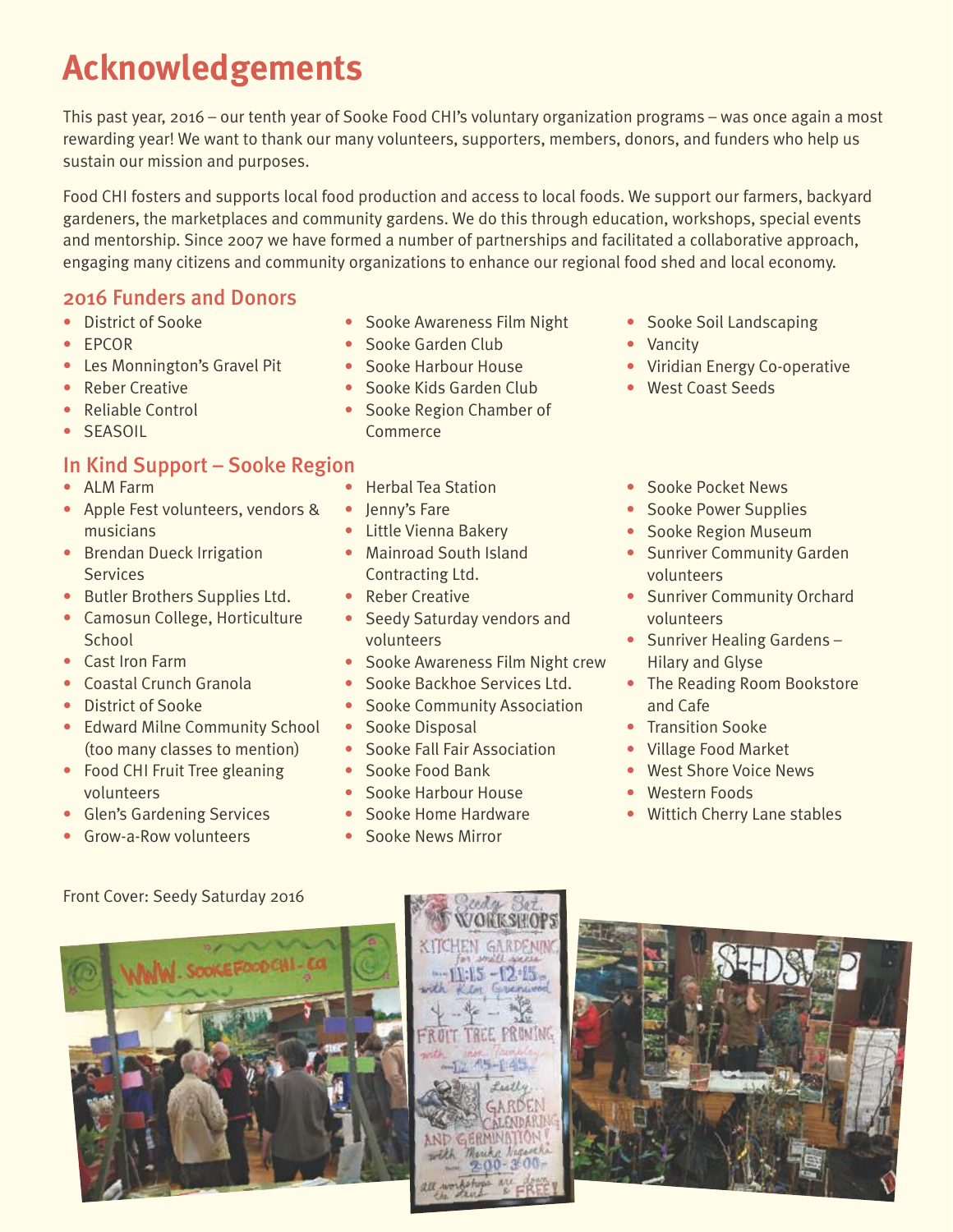# Acknowledgements

This past year, 2016 – our tenth year of Sooke Food CHI's voluntary organization programs – was once again a most rewarding year! We want to thank our many volunteers, supporters, members, donors, and funders who help us sustain our mission and purposes.

Food CHI fosters and supports local food production and access to local foods. We support our farmers, backyard gardeners, the marketplaces and community gardens. We do this through education, workshops, special events and mentorship. Since 2007 we have formed a number of partnerships and facilitated a collaborative approach, engaging many citizens and community organizations to enhance our regional food shed and local economy.

## 2016 Funders and Donors

- District of Sooke
- EPCOR
- Les Monnington's Gravel Pit
- Reber Creative
- Reliable Control
- SEASOIL
- Sooke Awareness Film Night
- Sooke Garden Club
- Sooke Harbour House
- Sooke Kids Garden Club
- Sooke Region Chamber of Commerce
- Sooke Soil Landscaping
- Vancity
- Viridian Energy Co-operative
- West Coast Seeds

## In Kind Support – Sooke Region

- ALM Farm
- Apple Fest volunteers, vendors & musicians
- Brendan Dueck Irrigation Services
- Butler Brothers Supplies Ltd.
- Camosun College, Horticulture School
- Cast Iron Farm
- Coastal Crunch Granola
- District of Sooke
- Edward Milne Community School (too many classes to mention)
- Food CHI Fruit Tree gleaning volunteers
- Glen's Gardening Services
- Grow-a-Row volunteers
- Herbal Tea Station
- Jenny's Fare
- Little Vienna Bakery
- Mainroad South Island Contracting Ltd.
- Reber Creative
- Seedy Saturday vendors and volunteers
- Sooke Awareness Film Night crew
- Sooke Backhoe Services Ltd.
- Sooke Community Association
- Sooke Disposal
- Sooke Fall Fair Association
- Sooke Food Bank
- Sooke Harbour House
- Sooke Home Hardware
- Sooke News Mirror
- Sooke Pocket News
- Sooke Power Supplies
- Sooke Region Museum
- Sunriver Community Garden volunteers
- Sunriver Community Orchard volunteers
- Sunriver Healing Gardens – Hilary and Glyse
- The Reading Room Bookstore and Cafe
- Transition Sooke
- Village Food Market
- West Shore Voice News
- Western Foods
- Wittich Cherry Lane stables

Front Cover: Seedy Saturday 2016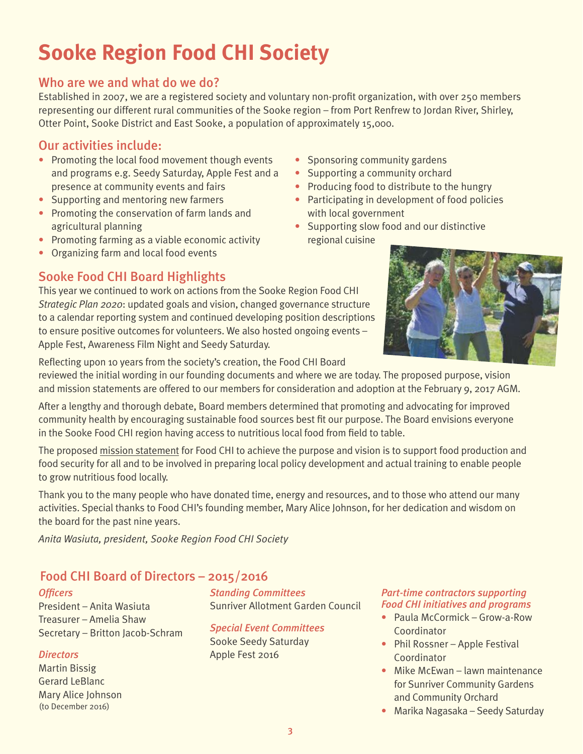# Sooke Region Food CHI Society

## Who are we and what do we do?

Established in 2007, we are a registered society and voluntary non-profit organization, with over 250 members representing our different rural communities of the Sooke region – from Port Renfrew to Jordan River, Shirley, Otter Point, Sooke District and East Sooke, a population of approximately 15,000.

## Our activities include:

- Promoting the local food movement though events and programs e.g. Seedy Saturday, Apple Fest and a presence at community events and fairs
- Supporting and mentoring new farmers
- Promoting the conservation of farm lands and agricultural planning
- Promoting farming as a viable economic activity
- Organizing farm and local food events
- Sponsoring community gardens
- Supporting a community orchard
- Producing food to distribute to the hungry
- Participating in development of food policies with local government
- Supporting slow food and our distinctive regional cuisine

## Sooke Food CHI Board Highlights

This year we continued to work on actions from the Sooke Region Food CHI *Strategic Plan 2020*: updated goals and vision, changed governance structure to a calendar reporting system and continued developing position descriptions to ensure positive outcomes for volunteers. We also hosted ongoing events – Apple Fest, Awareness Film Night and Seedy Saturday.

Reflecting upon 10 years from the society's creation, the Food CHI Board reviewed the initial wording in our founding documents and where we are today. The proposed purpose, vision and mission statements are offered to our members for consideration and adoption at the February 9, 2017 AGM.

After a lengthy and thorough debate, Board members determined that promoting and advocating for improved community health by encouraging sustainable food sources best fit our purpose. The Board envisions everyone in the Sooke Food CHI region having access to nutritious local food from field to table.

The proposed mission statement for Food CHI to achieve the purpose and vision is to support food production and food security for all and to be involved in preparing local policy development and actual training to enable people to grow nutritious food locally.

Thank you to the many people who have donated time, energy and resources, and to those who attend our many activities. Special thanks to Food CHI's founding member, Mary Alice Johnson, for her dedication and wisdom on the board for the past nine years.

*Anita Wasiuta, president, Sooke Region Food CHI Society*

## Food CHI Board of Directors – 2015/2016

*Officers*

President – Anita Wasiuta
Treasurer – Amelia Shaw
Secretary – Britton Jacob-Schram

*Directors*

Martin Bissig
Gerard LeBlanc
Mary Alice Johnson
(to December 2016)

*Standing Committees*

Sunriver Allotment Garden Council

*Special Event Committees*

Sooke Seedy Saturday
Apple Fest 2016

*Part-time contractors supporting Food CHI initiatives and programs*

- Paula McCormick – Grow-a-Row Coordinator
- Phil Rossner – Apple Festival Coordinator
- Mike McEwan – lawn maintenance for Sunriver Community Gardens and Community Orchard
- Marika Nagasaka – Seedy Saturday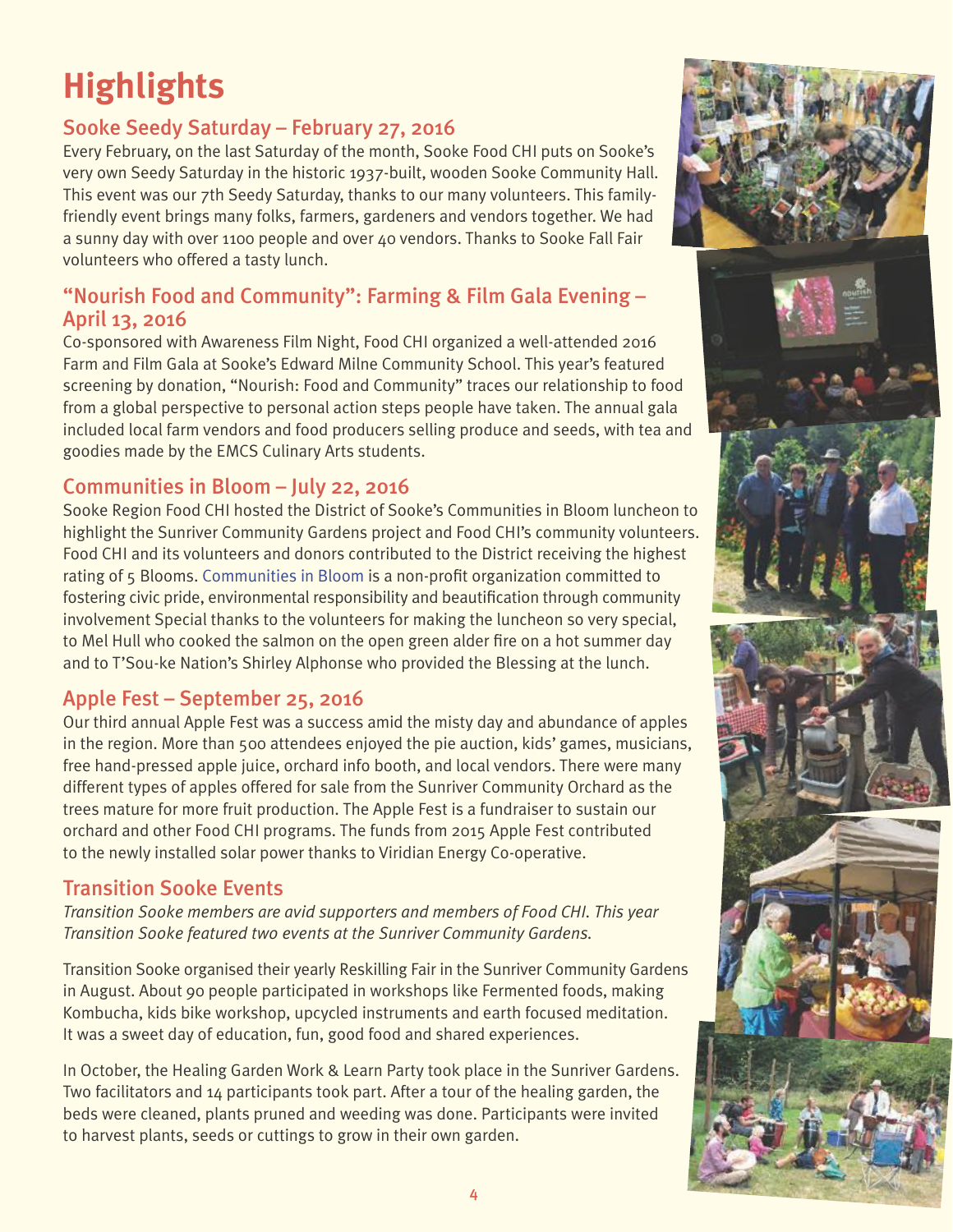# Highlights

## Sooke Seedy Saturday – February 27, 2016

Every February, on the last Saturday of the month, Sooke Food CHI puts on Sooke's very own Seedy Saturday in the historic 1937-built, wooden Sooke Community Hall. This event was our 7th Seedy Saturday, thanks to our many volunteers. This family-friendly event brings many folks, farmers, gardeners and vendors together. We had a sunny day with over 1100 people and over 40 vendors. Thanks to Sooke Fall Fair volunteers who offered a tasty lunch.

## "Nourish Food and Community": Farming & Film Gala Evening – April 13, 2016

Co-sponsored with Awareness Film Night, Food CHI organized a well-attended 2016 Farm and Film Gala at Sooke's Edward Milne Community School. This year's featured screening by donation, "Nourish: Food and Community" traces our relationship to food from a global perspective to personal action steps people have taken. The annual gala included local farm vendors and food producers selling produce and seeds, with tea and goodies made by the EMCS Culinary Arts students.

## Communities in Bloom – July 22, 2016

Sooke Region Food CHI hosted the District of Sooke's Communities in Bloom luncheon to highlight the Sunriver Community Gardens project and Food CHI's community volunteers. Food CHI and its volunteers and donors contributed to the District receiving the highest rating of 5 Blooms. Communities in Bloom is a non-profit organization committed to fostering civic pride, environmental responsibility and beautification through community involvement Special thanks to the volunteers for making the luncheon so very special, to Mel Hull who cooked the salmon on the open green alder fire on a hot summer day and to T'Sou-ke Nation's Shirley Alphonse who provided the Blessing at the lunch.

## Apple Fest – September 25, 2016

Our third annual Apple Fest was a success amid the misty day and abundance of apples in the region. More than 500 attendees enjoyed the pie auction, kids' games, musicians, free hand-pressed apple juice, orchard info booth, and local vendors. There were many different types of apples offered for sale from the Sunriver Community Orchard as the trees mature for more fruit production. The Apple Fest is a fundraiser to sustain our orchard and other Food CHI programs. The funds from 2015 Apple Fest contributed to the newly installed solar power thanks to Viridian Energy Co-operative.

## Transition Sooke Events

*Transition Sooke members are avid supporters and members of Food CHI. This year Transition Sooke featured two events at the Sunriver Community Gardens.*

Transition Sooke organised their yearly Reskilling Fair in the Sunriver Community Gardens in August. About 90 people participated in workshops like Fermented foods, making Kombucha, kids bike workshop, upcycled instruments and earth focused meditation. It was a sweet day of education, fun, good food and shared experiences.

In October, the Healing Garden Work & Learn Party took place in the Sunriver Gardens. Two facilitators and 14 participants took part. After a tour of the healing garden, the beds were cleaned, plants pruned and weeding was done. Participants were invited to harvest plants, seeds or cuttings to grow in their own garden.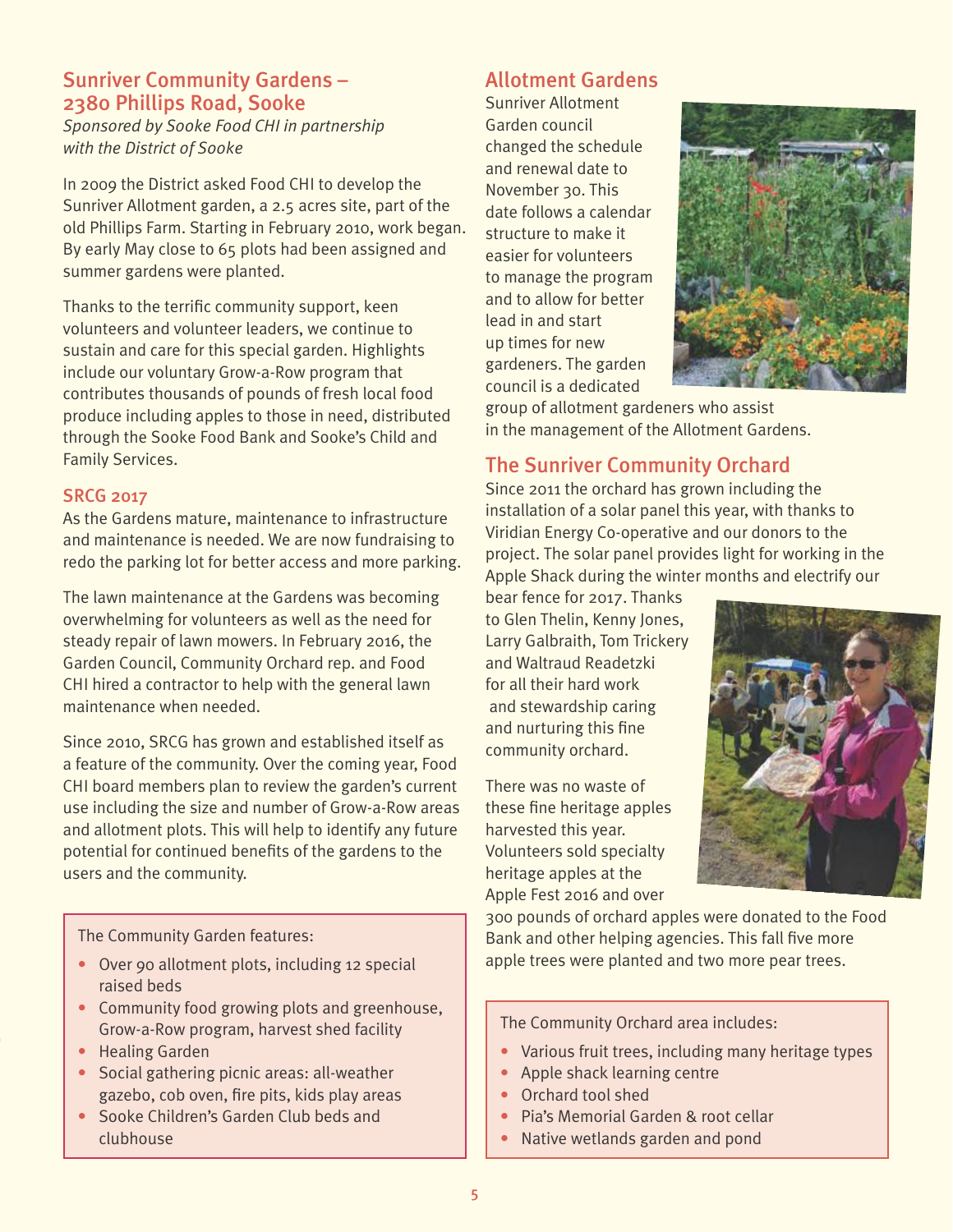## Sunriver Community Gardens – 2380 Phillips Road, Sooke

*Sponsored by Sooke Food CHI in partnership with the District of Sooke*

In 2009 the District asked Food CHI to develop the Sunriver Allotment garden, a 2.5 acres site, part of the old Phillips Farm. Starting in February 2010, work began. By early May close to 65 plots had been assigned and summer gardens were planted.

Thanks to the terrific community support, keen volunteers and volunteer leaders, we continue to sustain and care for this special garden. Highlights include our voluntary Grow-a-Row program that contributes thousands of pounds of fresh local food produce including apples to those in need, distributed through the Sooke Food Bank and Sooke's Child and Family Services.

### SRCG 2017

As the Gardens mature, maintenance to infrastructure and maintenance is needed. We are now fundraising to redo the parking lot for better access and more parking.

The lawn maintenance at the Gardens was becoming overwhelming for volunteers as well as the need for steady repair of lawn mowers. In February 2016, the Garden Council, Community Orchard rep. and Food CHI hired a contractor to help with the general lawn maintenance when needed.

Since 2010, SRCG has grown and established itself as a feature of the community. Over the coming year, Food CHI board members plan to review the garden's current use including the size and number of Grow-a-Row areas and allotment plots. This will help to identify any future potential for continued benefits of the gardens to the users and the community.

The Community Garden features:

- Over 90 allotment plots, including 12 special raised beds
- Community food growing plots and greenhouse, Grow-a-Row program, harvest shed facility
- Healing Garden
- Social gathering picnic areas: all-weather gazebo, cob oven, fire pits, kids play areas
- Sooke Children's Garden Club beds and clubhouse

## Allotment Gardens

Sunriver Allotment Garden council changed the schedule and renewal date to November 30. This date follows a calendar structure to make it easier for volunteers to manage the program and to allow for better lead in and start up times for new gardeners. The garden council is a dedicated group of allotment gardeners who assist in the management of the Allotment Gardens.

## The Sunriver Community Orchard

Since 2011 the orchard has grown including the installation of a solar panel this year, with thanks to Viridian Energy Co-operative and our donors to the project. The solar panel provides light for working in the Apple Shack during the winter months and electrify our bear fence for 2017. Thanks to Glen Thelin, Kenny Jones, Larry Galbraith, Tom Trickery and Waltraud Readetzki for all their hard work and stewardship caring and nurturing this fine community orchard.

There was no waste of these fine heritage apples harvested this year. Volunteers sold specialty heritage apples at the Apple Fest 2016 and over 300 pounds of orchard apples were donated to the Food Bank and other helping agencies. This fall five more apple trees were planted and two more pear trees.

The Community Orchard area includes:

- Various fruit trees, including many heritage types
- Apple shack learning centre
- Orchard tool shed
- Pia's Memorial Garden & root cellar
- Native wetlands garden and pond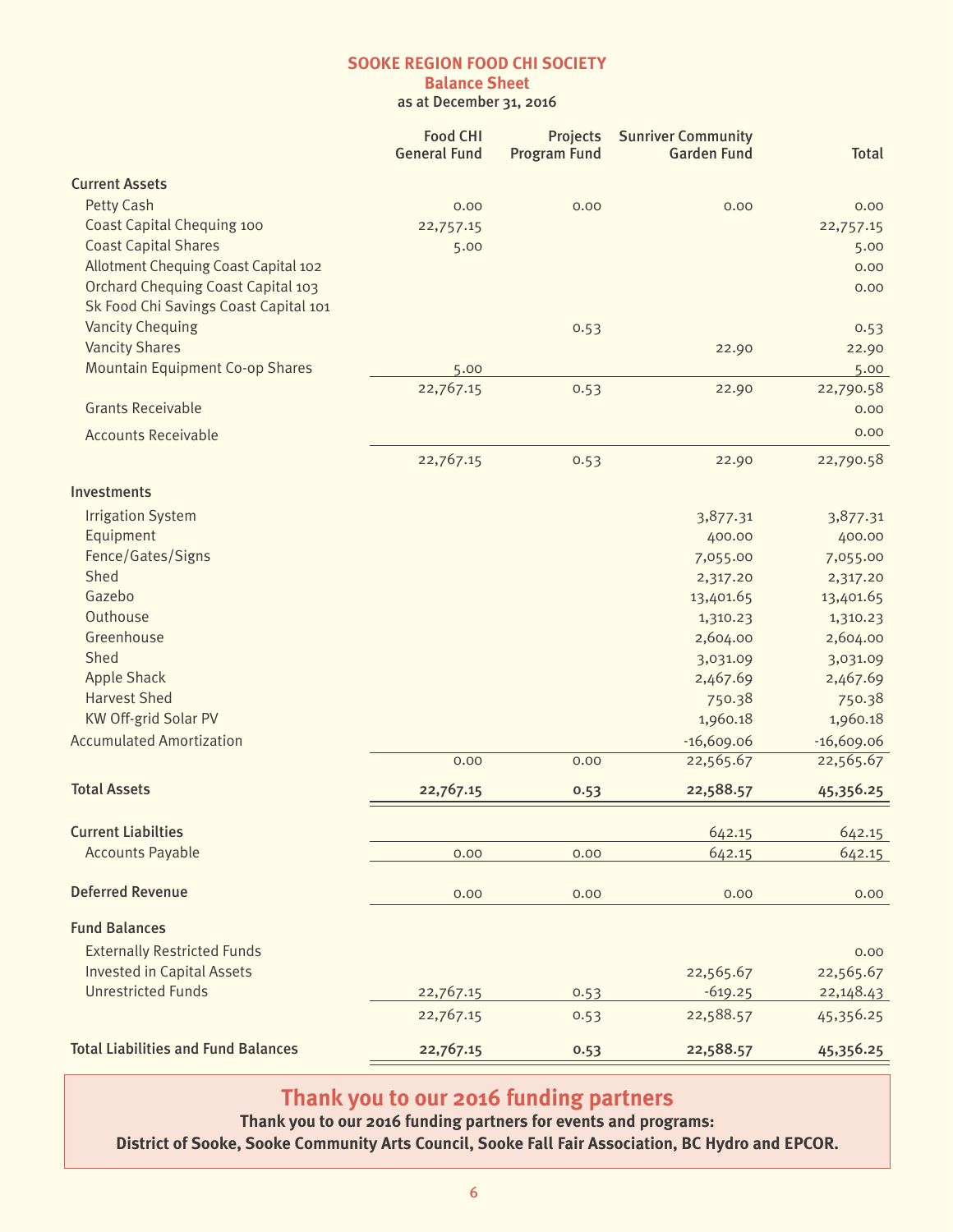# SOOKE REGION FOOD CHI SOCIETY

## Balance Sheet

**as at December 31, 2016**

| | Food CHI General Fund | Projects Program Fund | Sunriver Community Garden Fund | Total |
|---|---|---|---|---|
| **Current Assets** | | | | |
| Petty Cash | 0.00 | 0.00 | 0.00 | 0.00 |
| Coast Capital Chequing 100 | 22,757.15 | | | 22,757.15 |
| Coast Capital Shares | 5.00 | | | 5.00 |
| Allotment Chequing Coast Capital 102 | | | | 0.00 |
| Orchard Chequing Coast Capital 103 | | | | 0.00 |
| Sk Food Chi Savings Coast Capital 101 | | | | |
| Vancity Chequing | | 0.53 | | 0.53 |
| Vancity Shares | | | 22.90 | 22.90 |
| Mountain Equipment Co-op Shares | 5.00 | | | 5.00 |
| | 22,767.15 | 0.53 | 22.90 | 22,790.58 |
| Grants Receivable | | | | 0.00 |
| Accounts Receivable | | | | 0.00 |
| | 22,767.15 | 0.53 | 22.90 | 22,790.58 |
| **Investments** | | | | |
| Irrigation System | | | 3,877.31 | 3,877.31 |
| Equipment | | | 400.00 | 400.00 |
| Fence/Gates/Signs | | | 7,055.00 | 7,055.00 |
| Shed | | | 2,317.20 | 2,317.20 |
| Gazebo | | | 13,401.65 | 13,401.65 |
| Outhouse | | | 1,310.23 | 1,310.23 |
| Greenhouse | | | 2,604.00 | 2,604.00 |
| Shed | | | 3,031.09 | 3,031.09 |
| Apple Shack | | | 2,467.69 | 2,467.69 |
| Harvest Shed | | | 750.38 | 750.38 |
| KW Off-grid Solar PV | | | 1,960.18 | 1,960.18 |
| Accumulated Amortization | | | -16,609.06 | -16,609.06 |
| | 0.00 | 0.00 | 22,565.67 | 22,565.67 |
| **Total Assets** | **22,767.15** | **0.53** | **22,588.57** | **45,356.25** |
| **Current Liabilties** | | | 642.15 | 642.15 |
| Accounts Payable | 0.00 | 0.00 | 642.15 | 642.15 |
| **Deferred Revenue** | 0.00 | 0.00 | 0.00 | 0.00 |
| **Fund Balances** | | | | |
| Externally Restricted Funds | | | | 0.00 |
| Invested in Capital Assets | | | 22,565.67 | 22,565.67 |
| Unrestricted Funds | 22,767.15 | 0.53 | -619.25 | 22,148.43 |
| | 22,767.15 | 0.53 | 22,588.57 | 45,356.25 |
| **Total Liabilities and Fund Balances** | **22,767.15** | **0.53** | **22,588.57** | **45,356.25** |

## Thank you to our 2016 funding partners

**Thank you to our 2016 funding partners for events and programs:**
**District of Sooke, Sooke Community Arts Council, Sooke Fall Fair Association, BC Hydro and EPCOR.**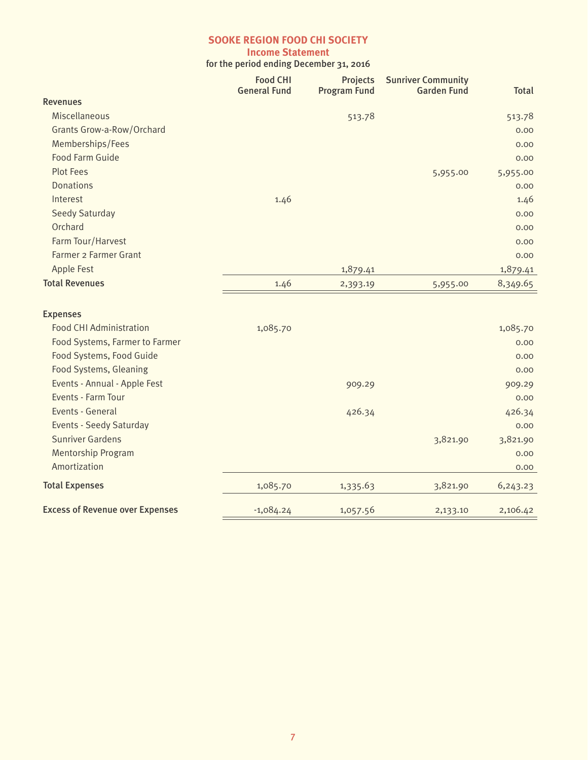# SOOKE REGION FOOD CHI SOCIETY

## Income Statement

for the period ending December 31, 2016

| | Food CHI General Fund | Projects Program Fund | Sunriver Community Garden Fund | Total |
|---|---|---|---|---|
| **Revenues** | | | | |
| Miscellaneous | | 513.78 | | 513.78 |
| Grants Grow-a-Row/Orchard | | | | 0.00 |
| Memberships/Fees | | | | 0.00 |
| Food Farm Guide | | | | 0.00 |
| Plot Fees | | | 5,955.00 | 5,955.00 |
| Donations | | | | 0.00 |
| Interest | 1.46 | | | 1.46 |
| Seedy Saturday | | | | 0.00 |
| Orchard | | | | 0.00 |
| Farm Tour/Harvest | | | | 0.00 |
| Farmer 2 Farmer Grant | | | | 0.00 |
| Apple Fest | | 1,879.41 | | 1,879.41 |
| **Total Revenues** | 1.46 | 2,393.19 | 5,955.00 | 8,349.65 |
| **Expenses** | | | | |
| Food CHI Administration | 1,085.70 | | | 1,085.70 |
| Food Systems, Farmer to Farmer | | | | 0.00 |
| Food Systems, Food Guide | | | | 0.00 |
| Food Systems, Gleaning | | | | 0.00 |
| Events - Annual - Apple Fest | | 909.29 | | 909.29 |
| Events - Farm Tour | | | | 0.00 |
| Events - General | | 426.34 | | 426.34 |
| Events - Seedy Saturday | | | | 0.00 |
| Sunriver Gardens | | | 3,821.90 | 3,821.90 |
| Mentorship Program | | | | 0.00 |
| Amortization | | | | 0.00 |
| **Total Expenses** | 1,085.70 | 1,335.63 | 3,821.90 | 6,243.23 |
| **Excess of Revenue over Expenses** | -1,084.24 | 1,057.56 | 2,133.10 | 2,106.42 |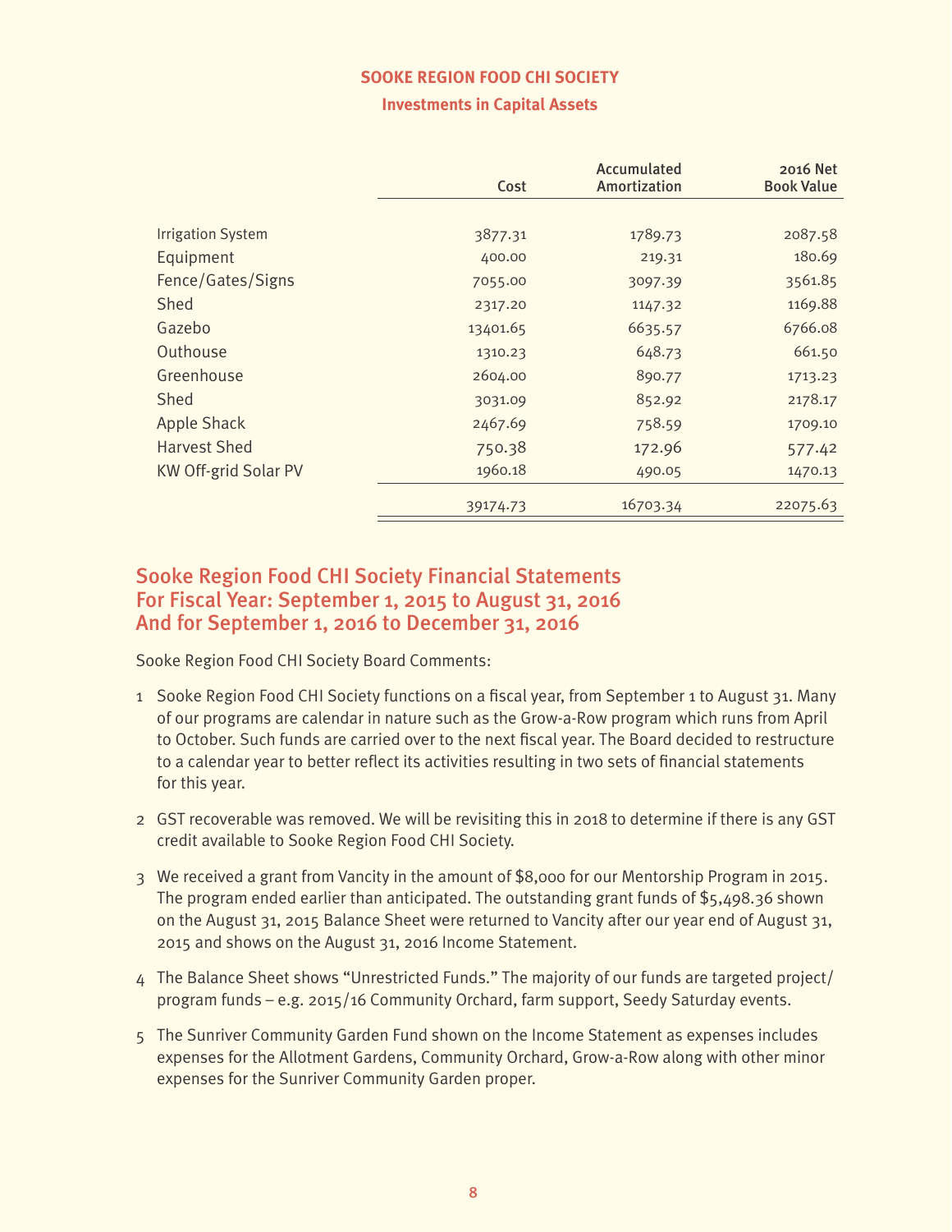## SOOKE REGION FOOD CHI SOCIETY

### Investments in Capital Assets

| | Cost | Accumulated Amortization | 2016 Net Book Value |
|---|---|---|---|
| Irrigation System | 3877.31 | 1789.73 | 2087.58 |
| Equipment | 400.00 | 219.31 | 180.69 |
| Fence/Gates/Signs | 7055.00 | 3097.39 | 3561.85 |
| Shed | 2317.20 | 1147.32 | 1169.88 |
| Gazebo | 13401.65 | 6635.57 | 6766.08 |
| Outhouse | 1310.23 | 648.73 | 661.50 |
| Greenhouse | 2604.00 | 890.77 | 1713.23 |
| Shed | 3031.09 | 852.92 | 2178.17 |
| Apple Shack | 2467.69 | 758.59 | 1709.10 |
| Harvest Shed | 750.38 | 172.96 | 577.42 |
| KW Off-grid Solar PV | 1960.18 | 490.05 | 1470.13 |
| | 39174.73 | 16703.34 | 22075.63 |

## Sooke Region Food CHI Society Financial Statements For Fiscal Year: September 1, 2015 to August 31, 2016 And for September 1, 2016 to December 31, 2016

Sooke Region Food CHI Society Board Comments:

1. Sooke Region Food CHI Society functions on a fiscal year, from September 1 to August 31. Many of our programs are calendar in nature such as the Grow-a-Row program which runs from April to October. Such funds are carried over to the next fiscal year. The Board decided to restructure to a calendar year to better reflect its activities resulting in two sets of financial statements for this year.

2. GST recoverable was removed. We will be revisiting this in 2018 to determine if there is any GST credit available to Sooke Region Food CHI Society.

3. We received a grant from Vancity in the amount of $8,000 for our Mentorship Program in 2015. The program ended earlier than anticipated. The outstanding grant funds of $5,498.36 shown on the August 31, 2015 Balance Sheet were returned to Vancity after our year end of August 31, 2015 and shows on the August 31, 2016 Income Statement.

4. The Balance Sheet shows "Unrestricted Funds." The majority of our funds are targeted project/program funds – e.g. 2015/16 Community Orchard, farm support, Seedy Saturday events.

5. The Sunriver Community Garden Fund shown on the Income Statement as expenses includes expenses for the Allotment Gardens, Community Orchard, Grow-a-Row along with other minor expenses for the Sunriver Community Garden proper.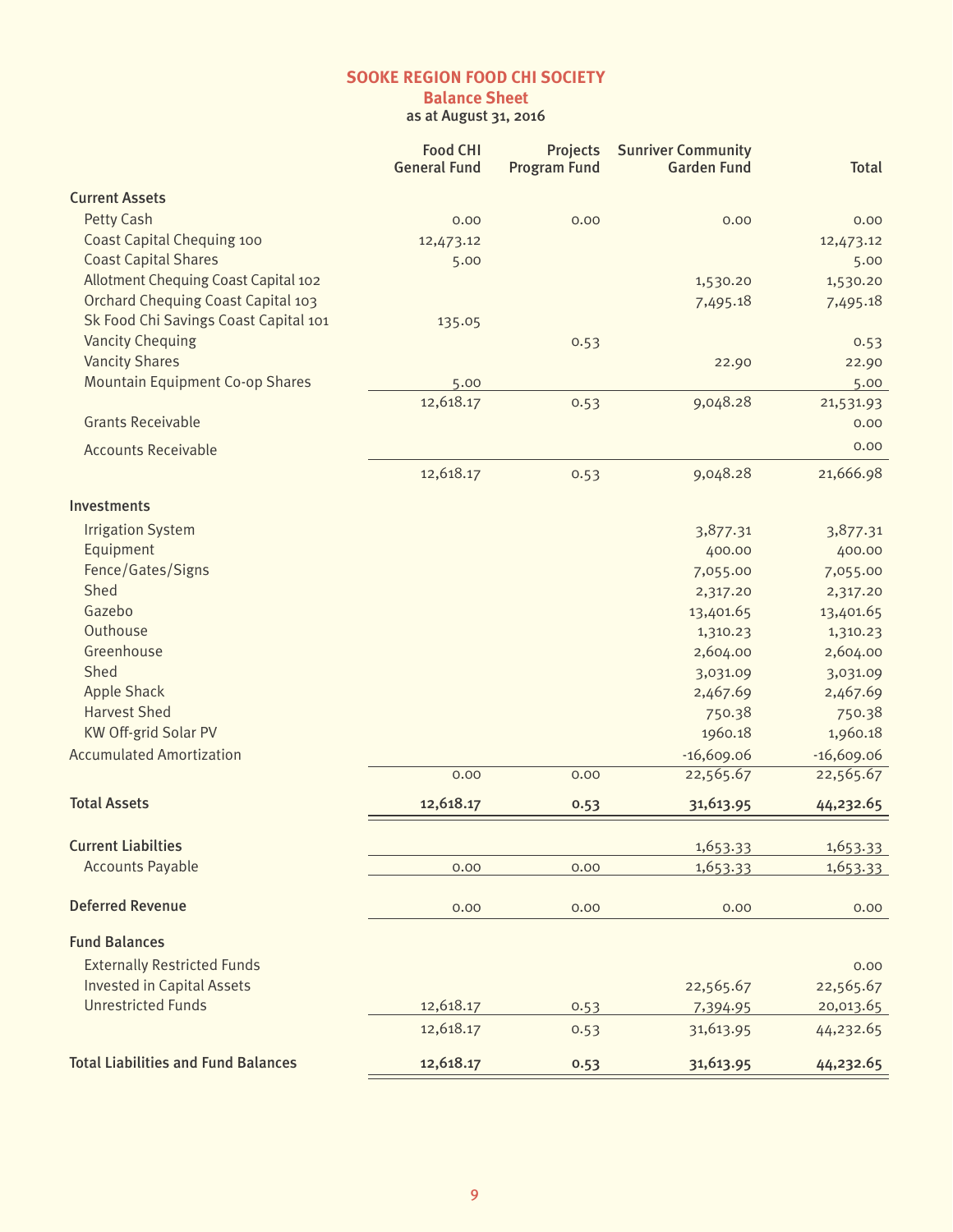# SOOKE REGION FOOD CHI SOCIETY

## Balance Sheet

**as at August 31, 2016**

| | Food CHI General Fund | Projects Program Fund | Sunriver Community Garden Fund | Total |
|---|---|---|---|---|
| **Current Assets** | | | | |
| Petty Cash | 0.00 | 0.00 | 0.00 | 0.00 |
| Coast Capital Chequing 100 | 12,473.12 | | | 12,473.12 |
| Coast Capital Shares | 5.00 | | | 5.00 |
| Allotment Chequing Coast Capital 102 | | | 1,530.20 | 1,530.20 |
| Orchard Chequing Coast Capital 103 | | | 7,495.18 | 7,495.18 |
| Sk Food Chi Savings Coast Capital 101 | 135.05 | | | |
| Vancity Chequing | | 0.53 | | 0.53 |
| Vancity Shares | | | 22.90 | 22.90 |
| Mountain Equipment Co-op Shares | 5.00 | | | 5.00 |
| | 12,618.17 | 0.53 | 9,048.28 | 21,531.93 |
| Grants Receivable | | | | 0.00 |
| Accounts Receivable | | | | 0.00 |
| | 12,618.17 | 0.53 | 9,048.28 | 21,666.98 |
| **Investments** | | | | |
| Irrigation System | | | 3,877.31 | 3,877.31 |
| Equipment | | | 400.00 | 400.00 |
| Fence/Gates/Signs | | | 7,055.00 | 7,055.00 |
| Shed | | | 2,317.20 | 2,317.20 |
| Gazebo | | | 13,401.65 | 13,401.65 |
| Outhouse | | | 1,310.23 | 1,310.23 |
| Greenhouse | | | 2,604.00 | 2,604.00 |
| Shed | | | 3,031.09 | 3,031.09 |
| Apple Shack | | | 2,467.69 | 2,467.69 |
| Harvest Shed | | | 750.38 | 750.38 |
| KW Off-grid Solar PV | | | 1960.18 | 1,960.18 |
| Accumulated Amortization | | | -16,609.06 | -16,609.06 |
| | 0.00 | 0.00 | 22,565.67 | 22,565.67 |
| **Total Assets** | **12,618.17** | **0.53** | **31,613.95** | **44,232.65** |
| **Current Liabilties** | | | 1,653.33 | 1,653.33 |
| Accounts Payable | 0.00 | 0.00 | 1,653.33 | 1,653.33 |
| **Deferred Revenue** | 0.00 | 0.00 | 0.00 | 0.00 |
| **Fund Balances** | | | | |
| Externally Restricted Funds | | | | 0.00 |
| Invested in Capital Assets | | | 22,565.67 | 22,565.67 |
| Unrestricted Funds | 12,618.17 | 0.53 | 7,394.95 | 20,013.65 |
| | 12,618.17 | 0.53 | 31,613.95 | 44,232.65 |
| **Total Liabilities and Fund Balances** | **12,618.17** | **0.53** | **31,613.95** | **44,232.65** |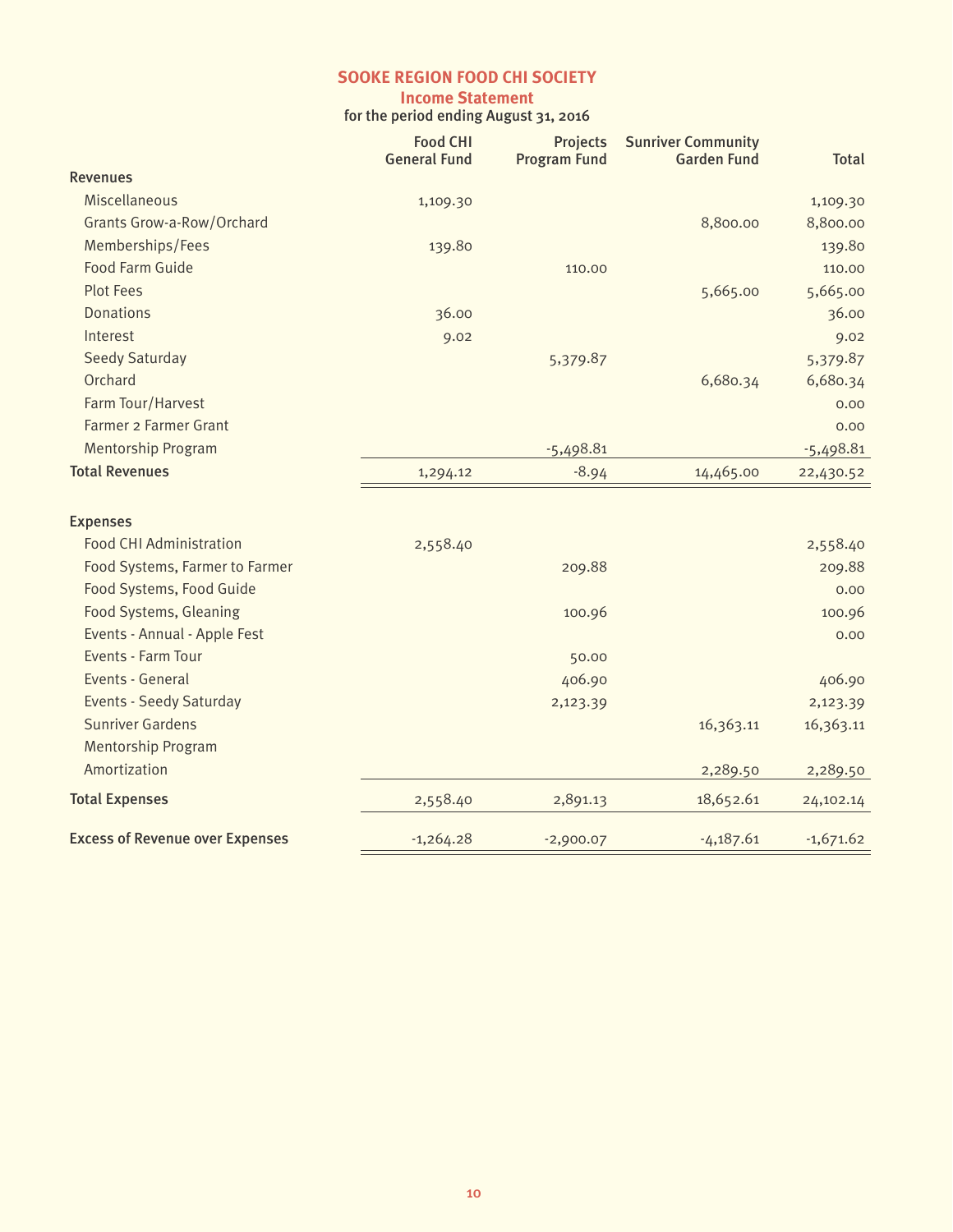# SOOKE REGION FOOD CHI SOCIETY

## Income Statement

for the period ending August 31, 2016

| | Food CHI General Fund | Projects Program Fund | Sunriver Community Garden Fund | Total |
|---|---|---|---|---|
| **Revenues** | | | | |
| Miscellaneous | 1,109.30 | | | 1,109.30 |
| Grants Grow-a-Row/Orchard | | | 8,800.00 | 8,800.00 |
| Memberships/Fees | 139.80 | | | 139.80 |
| Food Farm Guide | | 110.00 | | 110.00 |
| Plot Fees | | | 5,665.00 | 5,665.00 |
| Donations | 36.00 | | | 36.00 |
| Interest | 9.02 | | | 9.02 |
| Seedy Saturday | | 5,379.87 | | 5,379.87 |
| Orchard | | | 6,680.34 | 6,680.34 |
| Farm Tour/Harvest | | | | 0.00 |
| Farmer 2 Farmer Grant | | | | 0.00 |
| Mentorship Program | | -5,498.81 | | -5,498.81 |
| **Total Revenues** | 1,294.12 | -8.94 | 14,465.00 | 22,430.52 |
| | | | | |
| **Expenses** | | | | |
| Food CHI Administration | 2,558.40 | | | 2,558.40 |
| Food Systems, Farmer to Farmer | | 209.88 | | 209.88 |
| Food Systems, Food Guide | | | | 0.00 |
| Food Systems, Gleaning | | 100.96 | | 100.96 |
| Events - Annual - Apple Fest | | | | 0.00 |
| Events - Farm Tour | | 50.00 | | |
| Events - General | | 406.90 | | 406.90 |
| Events - Seedy Saturday | | 2,123.39 | | 2,123.39 |
| Sunriver Gardens | | | 16,363.11 | 16,363.11 |
| Mentorship Program | | | | |
| Amortization | | | 2,289.50 | 2,289.50 |
| **Total Expenses** | 2,558.40 | 2,891.13 | 18,652.61 | 24,102.14 |
| | | | | |
| **Excess of Revenue over Expenses** | -1,264.28 | -2,900.07 | -4,187.61 | -1,671.62 |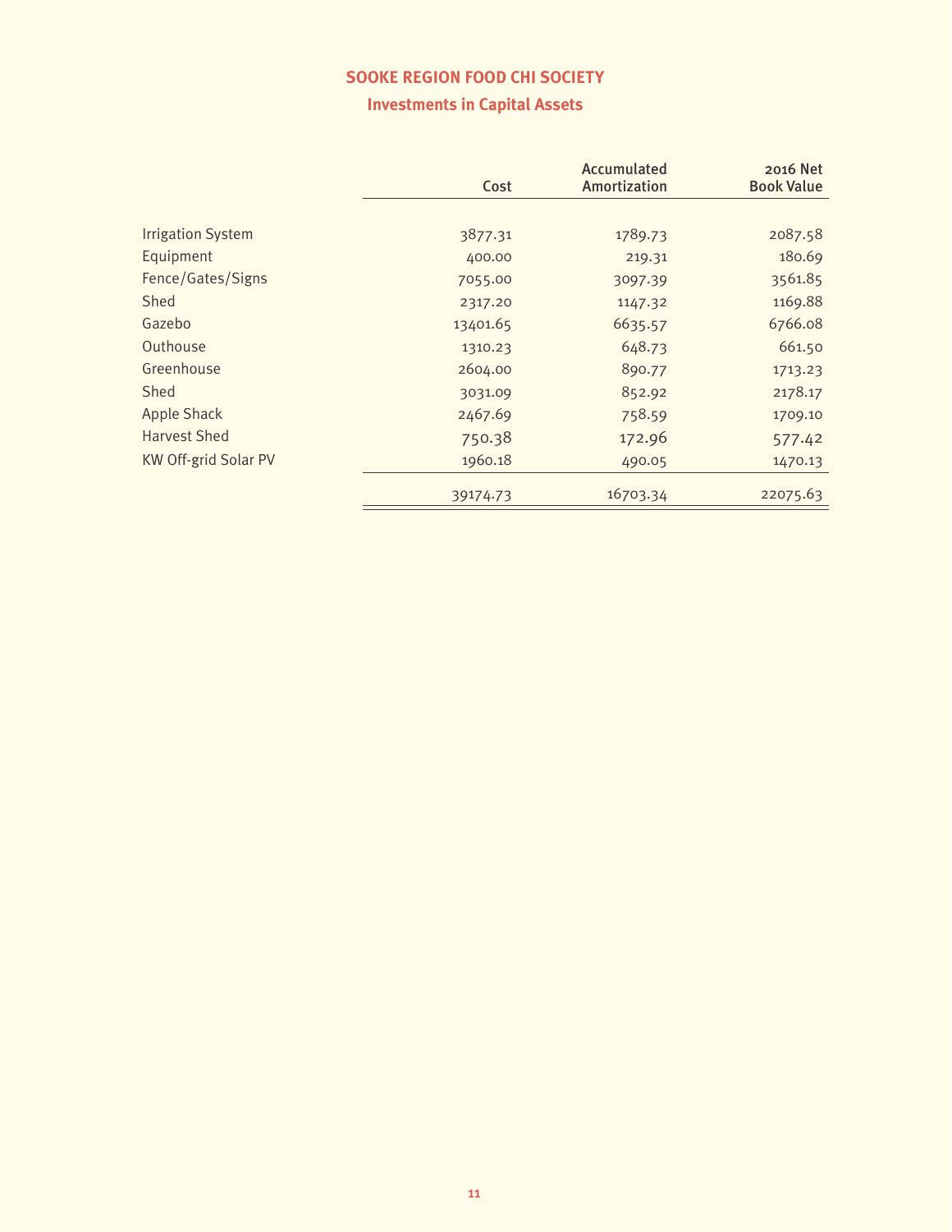# SOOKE REGION FOOD CHI SOCIETY

## Investments in Capital Assets

| | Cost | Accumulated Amortization | 2016 Net Book Value |
|---|---|---|---|
| Irrigation System | 3877.31 | 1789.73 | 2087.58 |
| Equipment | 400.00 | 219.31 | 180.69 |
| Fence/Gates/Signs | 7055.00 | 3097.39 | 3561.85 |
| Shed | 2317.20 | 1147.32 | 1169.88 |
| Gazebo | 13401.65 | 6635.57 | 6766.08 |
| Outhouse | 1310.23 | 648.73 | 661.50 |
| Greenhouse | 2604.00 | 890.77 | 1713.23 |
| Shed | 3031.09 | 852.92 | 2178.17 |
| Apple Shack | 2467.69 | 758.59 | 1709.10 |
| Harvest Shed | 750.38 | 172.96 | 577.42 |
| KW Off-grid Solar PV | 1960.18 | 490.05 | 1470.13 |
| | 39174.73 | 16703.34 | 22075.63 |